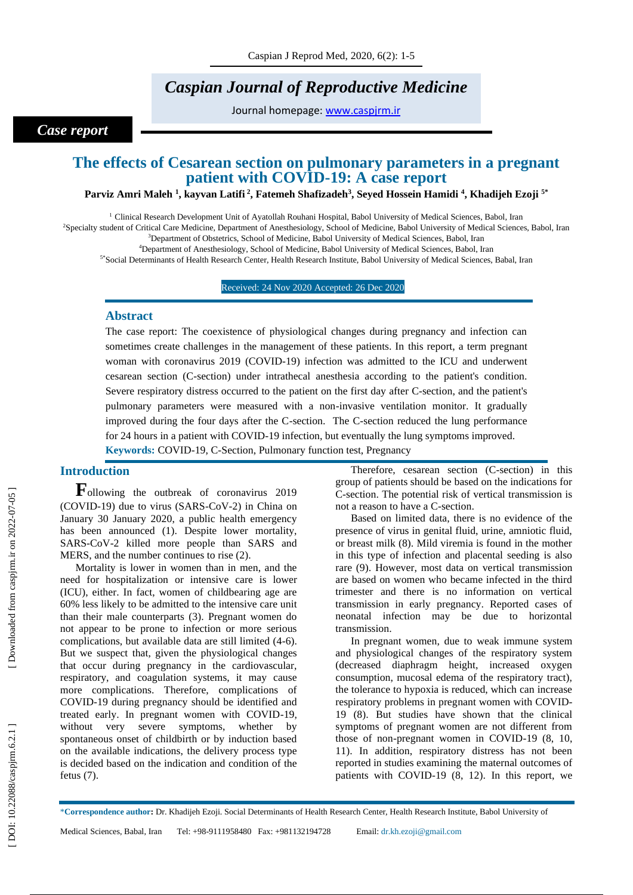*Case report*

# The effects of Cesarean section on pulmonary parameters in a pregnant patient with COVID-19: A case report

**Parviz Amri Maleh [1], kayvan Latifi [2], Fatemeh Shafizadeh[3], Seyed Hossein Hamidi [4], Khadijeh Ezoji [5*]**

[1] Clinical Research Development Unit of Ayatollah Rouhani Hospital, Babol University of Medical Sciences, Babol, Iran
[2] Specialty student of Critical Care Medicine, Department of Anesthesiology, School of Medicine, Babol University of Medical Sciences, Babol, Iran
[3] Department of Obstetrics, School of Medicine, Babol University of Medical Sciences, Babol, Iran
[4] Department of Anesthesiology, School of Medicine, Babol University of Medical Sciences, Babol, Iran
[5*] Social Determinants of Health Research Center, Health Research Institute, Babol University of Medical Sciences, Babal, Iran

Received: 24 Nov 2020 Accepted: 26 Dec 2020

## Abstract

The case report: The coexistence of physiological changes during pregnancy and infection can sometimes create challenges in the management of these patients. In this report, a term pregnant woman with coronavirus 2019 (COVID-19) infection was admitted to the ICU and underwent cesarean section (C-section) under intrathecal anesthesia according to the patient's condition. Severe respiratory distress occurred to the patient on the first day after C-section, and the patient's pulmonary parameters were measured with a non-invasive ventilation monitor. It gradually improved during the four days after the C-section. The C-section reduced the lung performance for 24 hours in a patient with COVID-19 infection, but eventually the lung symptoms improved.

**Keywords:** COVID-19, C-Section, Pulmonary function test, Pregnancy

## Introduction

**F**ollowing the outbreak of coronavirus 2019 (COVID-19) due to virus (SARS-CoV-2) in China on January 30 January 2020, a public health emergency has been announced (1). Despite lower mortality, SARS-CoV-2 killed more people than SARS and MERS, and the number continues to rise (2).

Mortality is lower in women than in men, and the need for hospitalization or intensive care is lower (ICU), either. In fact, women of childbearing age are 60% less likely to be admitted to the intensive care unit than their male counterparts (3). Pregnant women do not appear to be prone to infection or more serious complications, but available data are still limited (4-6). But we suspect that, given the physiological changes that occur during pregnancy in the cardiovascular, respiratory, and coagulation systems, it may cause more complications. Therefore, complications of COVID-19 during pregnancy should be identified and treated early. In pregnant women with COVID-19, without very severe symptoms, whether by spontaneous onset of childbirth or by induction based on the available indications, the delivery process type is decided based on the indication and condition of the fetus (7).

Therefore, cesarean section (C-section) in this group of patients should be based on the indications for C-section. The potential risk of vertical transmission is not a reason to have a C-section.

Based on limited data, there is no evidence of the presence of virus in genital fluid, urine, amniotic fluid, or breast milk (8). Mild viremia is found in the mother in this type of infection and placental seeding is also rare (9). However, most data on vertical transmission are based on women who became infected in the third trimester and there is no information on vertical transmission in early pregnancy. Reported cases of neonatal infection may be due to horizontal transmission.

In pregnant women, due to weak immune system and physiological changes of the respiratory system (decreased diaphragm height, increased oxygen consumption, mucosal edema of the respiratory tract), the tolerance to hypoxia is reduced, which can increase respiratory problems in pregnant women with COVID-19 (8). But studies have shown that the clinical symptoms of pregnant women are not different from those of non-pregnant women in COVID-19 (8, 10, 11). In addition, respiratory distress has not been reported in studies examining the maternal outcomes of patients with COVID-19 (8, 12). In this report, we

*Correspondence author: Dr. Khadijeh Ezoji. Social Determinants of Health Research Center, Health Research Institute, Babol University of Medical Sciences, Babal, Iran Tel: +98-9111958480 Fax: +981132194728 Email: dr.kh.ezoji@gmail.com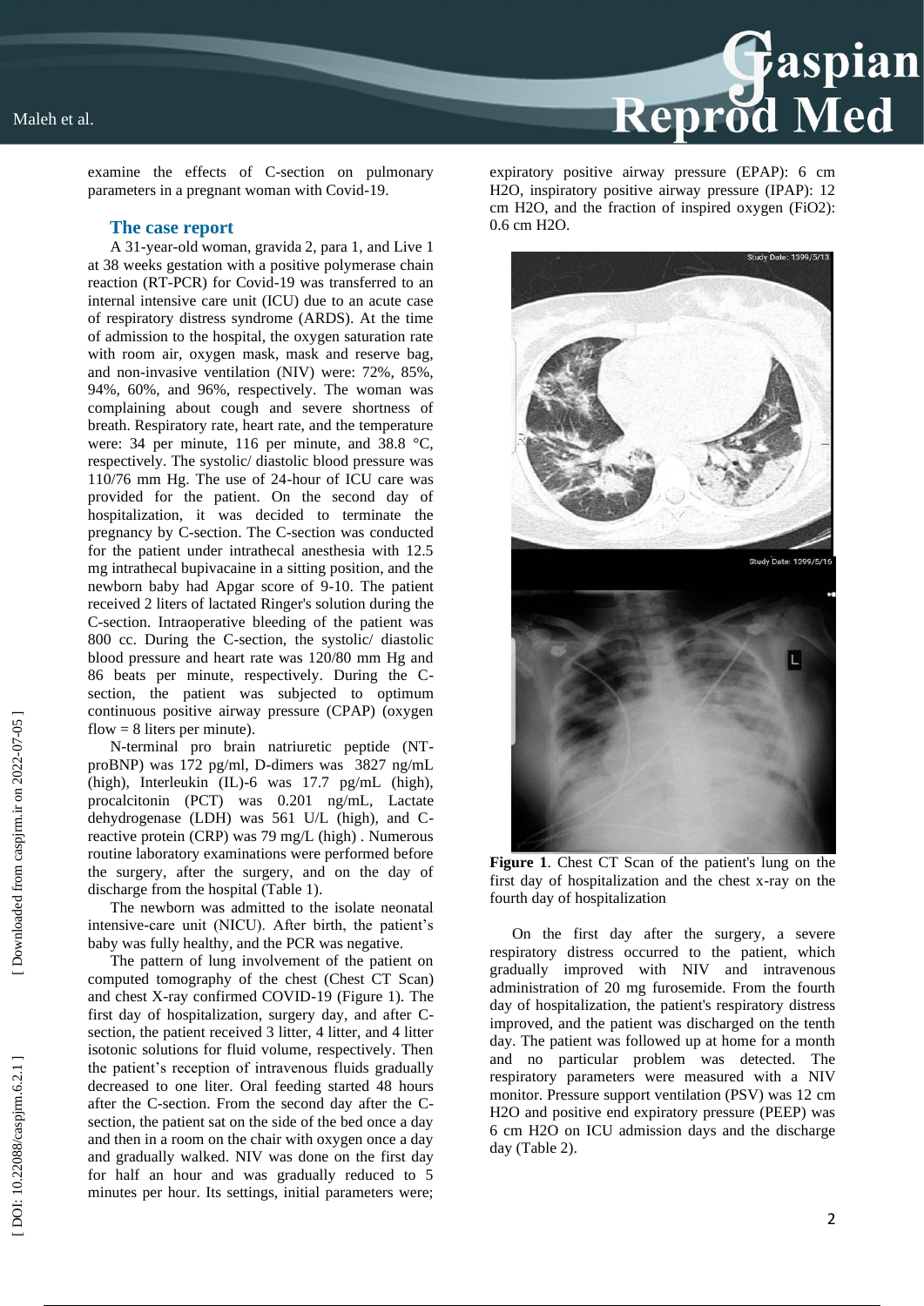examine the effects of C-section on pulmonary parameters in a pregnant woman with Covid-19.

## The case report

A 31-year-old woman, gravida 2, para 1, and Live 1 at 38 weeks gestation with a positive polymerase chain reaction (RT-PCR) for Covid-19 was transferred to an internal intensive care unit (ICU) due to an acute case of respiratory distress syndrome (ARDS). At the time of admission to the hospital, the oxygen saturation rate with room air, oxygen mask, mask and reserve bag, and non-invasive ventilation (NIV) were: 72%, 85%, 94%, 60%, and 96%, respectively. The woman was complaining about cough and severe shortness of breath. Respiratory rate, heart rate, and the temperature were: 34 per minute, 116 per minute, and 38.8 °C, respectively. The systolic/ diastolic blood pressure was 110/76 mm Hg. The use of 24-hour of ICU care was provided for the patient. On the second day of hospitalization, it was decided to terminate the pregnancy by C-section. The C-section was conducted for the patient under intrathecal anesthesia with 12.5 mg intrathecal bupivacaine in a sitting position, and the newborn baby had Apgar score of 9-10. The patient received 2 liters of lactated Ringer's solution during the C-section. Intraoperative bleeding of the patient was 800 cc. During the C-section, the systolic/ diastolic blood pressure and heart rate was 120/80 mm Hg and 86 beats per minute, respectively. During the C-section, the patient was subjected to optimum continuous positive airway pressure (CPAP) (oxygen flow = 8 liters per minute).

N-terminal pro brain natriuretic peptide (NT-proBNP) was 172 pg/ml, D-dimers was 3827 ng/mL (high), Interleukin (IL)-6 was 17.7 pg/mL (high), procalcitonin (PCT) was 0.201 ng/mL, Lactate dehydrogenase (LDH) was 561 U/L (high), and C-reactive protein (CRP) was 79 mg/L (high) . Numerous routine laboratory examinations were performed before the surgery, after the surgery, and on the day of discharge from the hospital (Table 1).

The newborn was admitted to the isolate neonatal intensive-care unit (NICU). After birth, the patient's baby was fully healthy, and the PCR was negative.

The pattern of lung involvement of the patient on computed tomography of the chest (Chest CT Scan) and chest X-ray confirmed COVID-19 (Figure 1). The first day of hospitalization, surgery day, and after C-section, the patient received 3 litter, 4 litter, and 4 litter isotonic solutions for fluid volume, respectively. Then the patient's reception of intravenous fluids gradually decreased to one liter. Oral feeding started 48 hours after the C-section. From the second day after the C-section, the patient sat on the side of the bed once a day and then in a room on the chair with oxygen once a day and gradually walked. NIV was done on the first day for half an hour and was gradually reduced to 5 minutes per hour. Its settings, initial parameters were; expiratory positive airway pressure (EPAP): 6 cm $H_2O$, inspiratory positive airway pressure (IPAP): 12 cm $H_2O$, and the fraction of inspired oxygen ($FiO_2$): 0.6 cm $H_2O$.

**Figure 1**. Chest CT Scan of the patient's lung on the first day of hospitalization and the chest x-ray on the fourth day of hospitalization

On the first day after the surgery, a severe respiratory distress occurred to the patient, which gradually improved with NIV and intravenous administration of 20 mg furosemide. From the fourth day of hospitalization, the patient's respiratory distress improved, and the patient was discharged on the tenth day. The patient was followed up at home for a month and no particular problem was detected. The respiratory parameters were measured with a NIV monitor. Pressure support ventilation (PSV) was 12 cm $H_2O$ and positive end expiratory pressure (PEEP) was 6 cm $H_2O$ on ICU admission days and the discharge day (Table 2).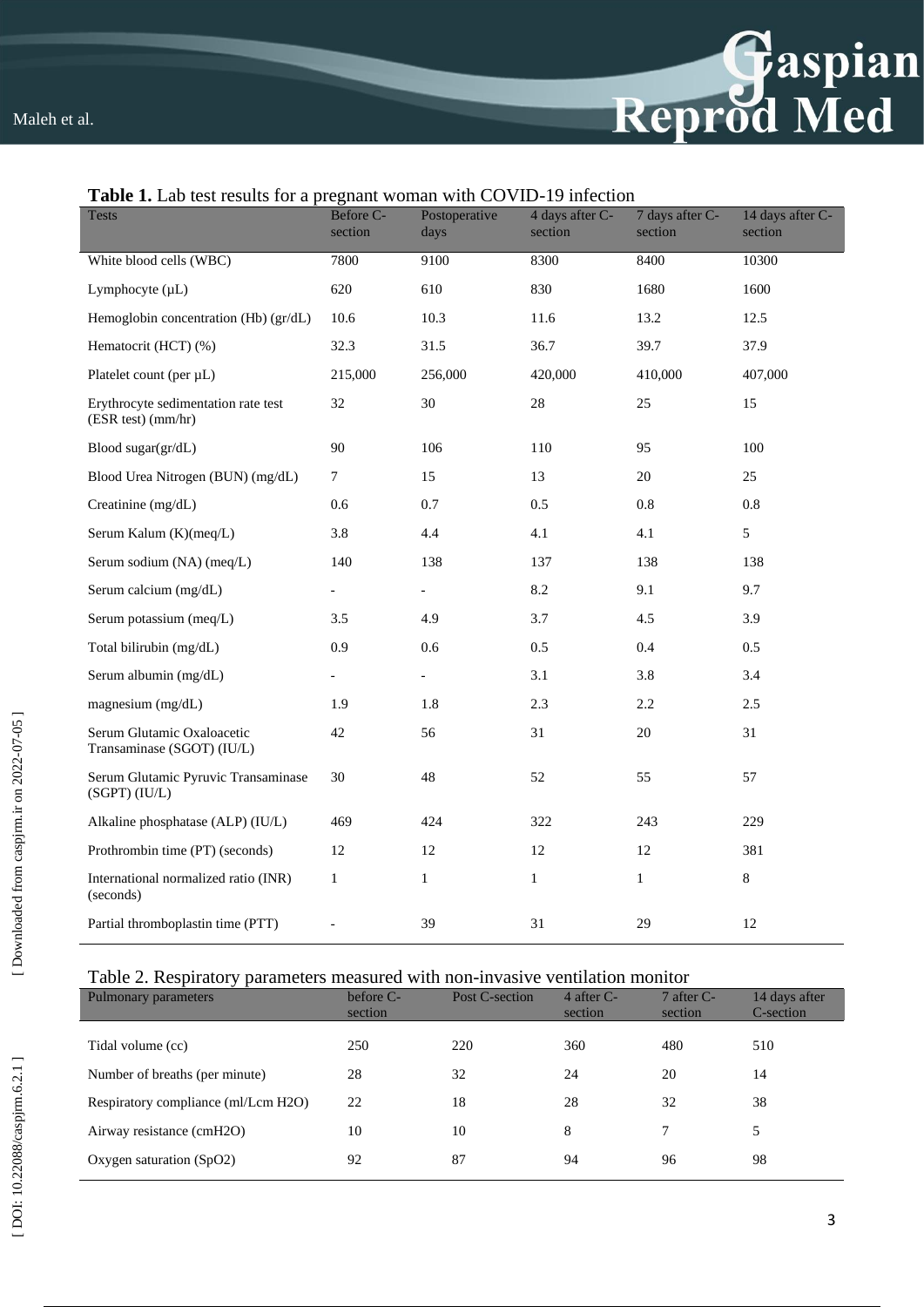**Table 1.** Lab test results for a pregnant woman with COVID-19 infection

| Tests | Before C-section | Postoperative days | 4 days after C-section | 7 days after C-section | 14 days after C-section |
|---|---|---|---|---|---|
| White blood cells (WBC) | 7800 | 9100 | 8300 | 8400 | 10300 |
| Lymphocyte (µL) | 620 | 610 | 830 | 1680 | 1600 |
| Hemoglobin concentration (Hb) (gr/dL) | 10.6 | 10.3 | 11.6 | 13.2 | 12.5 |
| Hematocrit (HCT) (%) | 32.3 | 31.5 | 36.7 | 39.7 | 37.9 |
| Platelet count (per µL) | 215,000 | 256,000 | 420,000 | 410,000 | 407,000 |
| Erythrocyte sedimentation rate test (ESR test) (mm/hr) | 32 | 30 | 28 | 25 | 15 |
| Blood sugar(gr/dL) | 90 | 106 | 110 | 95 | 100 |
| Blood Urea Nitrogen (BUN) (mg/dL) | 7 | 15 | 13 | 20 | 25 |
| Creatinine (mg/dL) | 0.6 | 0.7 | 0.5 | 0.8 | 0.8 |
| Serum Kalum (K)(meq/L) | 3.8 | 4.4 | 4.1 | 4.1 | 5 |
| Serum sodium (NA) (meq/L) | 140 | 138 | 137 | 138 | 138 |
| Serum calcium (mg/dL) | - | - | 8.2 | 9.1 | 9.7 |
| Serum potassium (meq/L) | 3.5 | 4.9 | 3.7 | 4.5 | 3.9 |
| Total bilirubin (mg/dL) | 0.9 | 0.6 | 0.5 | 0.4 | 0.5 |
| Serum albumin (mg/dL) | - | - | 3.1 | 3.8 | 3.4 |
| magnesium (mg/dL) | 1.9 | 1.8 | 2.3 | 2.2 | 2.5 |
| Serum Glutamic Oxaloacetic Transaminase (SGOT) (IU/L) | 42 | 56 | 31 | 20 | 31 |
| Serum Glutamic Pyruvic Transaminase (SGPT) (IU/L) | 30 | 48 | 52 | 55 | 57 |
| Alkaline phosphatase (ALP) (IU/L) | 469 | 424 | 322 | 243 | 229 |
| Prothrombin time (PT) (seconds) | 12 | 12 | 12 | 12 | 381 |
| International normalized ratio (INR) (seconds) | 1 | 1 | 1 | 1 | 8 |
| Partial thromboplastin time (PTT) | - | 39 | 31 | 29 | 12 |

Table 2. Respiratory parameters measured with non-invasive ventilation monitor

| Pulmonary parameters | before C-section | Post C-section | 4 after C-section | 7 after C-section | 14 days after C-section |
|---|---|---|---|---|---|
| Tidal volume (cc) | 250 | 220 | 360 | 480 | 510 |
| Number of breaths (per minute) | 28 | 32 | 24 | 20 | 14 |
| Respiratory compliance (ml/Lcm H2O) | 22 | 18 | 28 | 32 | 38 |
| Airway resistance (cmH2O) | 10 | 10 | 8 | 7 | 5 |
| Oxygen saturation (SpO2) | 92 | 87 | 94 | 96 | 98 |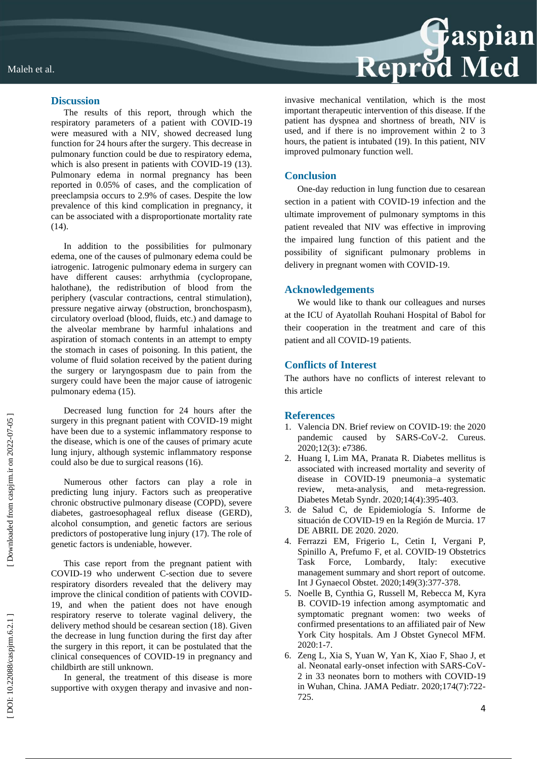## Discussion

The results of this report, through which the respiratory parameters of a patient with COVID-19 were measured with a NIV, showed decreased lung function for 24 hours after the surgery. This decrease in pulmonary function could be due to respiratory edema, which is also present in patients with COVID-19 (13). Pulmonary edema in normal pregnancy has been reported in 0.05% of cases, and the complication of preeclampsia occurs to 2.9% of cases. Despite the low prevalence of this kind complication in pregnancy, it can be associated with a disproportionate mortality rate (14).

In addition to the possibilities for pulmonary edema, one of the causes of pulmonary edema could be iatrogenic. Iatrogenic pulmonary edema in surgery can have different causes: arrhythmia (cyclopropane, halothane), the redistribution of blood from the periphery (vascular contractions, central stimulation), pressure negative airway (obstruction, bronchospasm), circulatory overload (blood, fluids, etc.) and damage to the alveolar membrane by harmful inhalations and aspiration of stomach contents in an attempt to empty the stomach in cases of poisoning. In this patient, the volume of fluid solation received by the patient during the surgery or laryngospasm due to pain from the surgery could have been the major cause of iatrogenic pulmonary edema (15).

Decreased lung function for 24 hours after the surgery in this pregnant patient with COVID-19 might have been due to a systemic inflammatory response to the disease, which is one of the causes of primary acute lung injury, although systemic inflammatory response could also be due to surgical reasons (16).

Numerous other factors can play a role in predicting lung injury. Factors such as preoperative chronic obstructive pulmonary disease (COPD), severe diabetes, gastroesophageal reflux disease (GERD), alcohol consumption, and genetic factors are serious predictors of postoperative lung injury (17). The role of genetic factors is undeniable, however.

This case report from the pregnant patient with COVID-19 who underwent C-section due to severe respiratory disorders revealed that the delivery may improve the clinical condition of patients with COVID-19, and when the patient does not have enough respiratory reserve to tolerate vaginal delivery, the delivery method should be cesarean section (18). Given the decrease in lung function during the first day after the surgery in this report, it can be postulated that the clinical consequences of COVID-19 in pregnancy and childbirth are still unknown.

In general, the treatment of this disease is more supportive with oxygen therapy and invasive and non-invasive mechanical ventilation, which is the most important therapeutic intervention of this disease. If the patient has dyspnea and shortness of breath, NIV is used, and if there is no improvement within 2 to 3 hours, the patient is intubated (19). In this patient, NIV improved pulmonary function well.

## Conclusion

One-day reduction in lung function due to cesarean section in a patient with COVID-19 infection and the ultimate improvement of pulmonary symptoms in this patient revealed that NIV was effective in improving the impaired lung function of this patient and the possibility of significant pulmonary problems in delivery in pregnant women with COVID-19.

## Acknowledgements

We would like to thank our colleagues and nurses at the ICU of Ayatollah Rouhani Hospital of Babol for their cooperation in the treatment and care of this patient and all COVID-19 patients.

## Conflicts of Interest

The authors have no conflicts of interest relevant to this article

## References

1. Valencia DN. Brief review on COVID-19: the 2020 pandemic caused by SARS-CoV-2. Cureus. 2020;12(3): e7386.
2. Huang I, Lim MA, Pranata R. Diabetes mellitus is associated with increased mortality and severity of disease in COVID-19 pneumonia–a systematic review, meta-analysis, and meta-regression. Diabetes Metab Syndr. 2020;14(4):395-403.
3. de Salud C, de Epidemiología S. Informe de situación de COVID-19 en la Región de Murcia. 17 DE ABRIL DE 2020. 2020.
4. Ferrazzi EM, Frigerio L, Cetin I, Vergani P, Spinillo A, Prefumo F, et al. COVID‐19 Obstetrics Task Force, Lombardy, Italy: executive management summary and short report of outcome. Int J Gynaecol Obstet. 2020;149(3):377-378.
5. Noelle B, Cynthia G, Russell M, Rebecca M, Kyra B. COVID-19 infection among asymptomatic and symptomatic pregnant women: two weeks of confirmed presentations to an affiliated pair of New York City hospitals. Am J Obstet Gynecol MFM. 2020:1-7.
6. Zeng L, Xia S, Yuan W, Yan K, Xiao F, Shao J, et al. Neonatal early-onset infection with SARS-CoV-2 in 33 neonates born to mothers with COVID-19 in Wuhan, China. JAMA Pediatr. 2020;174(7):722-725.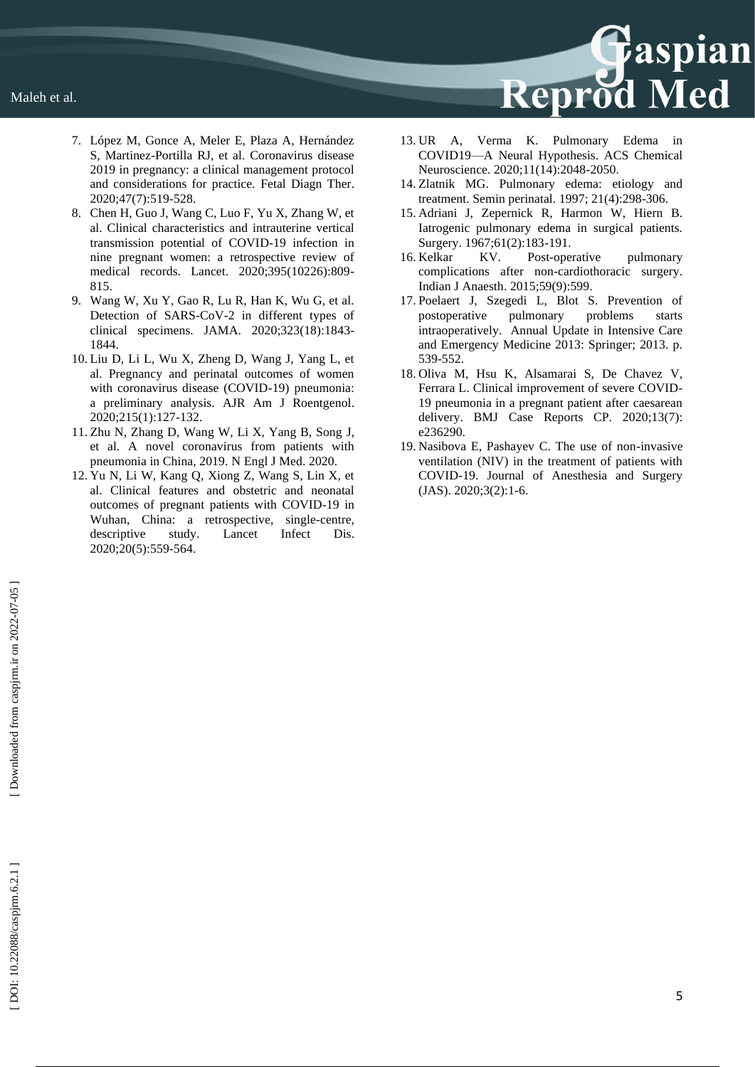7. López M, Gonce A, Meler E, Plaza A, Hernández S, Martinez-Portilla RJ, et al. Coronavirus disease 2019 in pregnancy: a clinical management protocol and considerations for practice. Fetal Diagn Ther. 2020;47(7):519-528.
8. Chen H, Guo J, Wang C, Luo F, Yu X, Zhang W, et al. Clinical characteristics and intrauterine vertical transmission potential of COVID-19 infection in nine pregnant women: a retrospective review of medical records. Lancet. 2020;395(10226):809-815.
9. Wang W, Xu Y, Gao R, Lu R, Han K, Wu G, et al. Detection of SARS-CoV-2 in different types of clinical specimens. JAMA. 2020;323(18):1843-1844.
10. Liu D, Li L, Wu X, Zheng D, Wang J, Yang L, et al. Pregnancy and perinatal outcomes of women with coronavirus disease (COVID-19) pneumonia: a preliminary analysis. AJR Am J Roentgenol. 2020;215(1):127-132.
11. Zhu N, Zhang D, Wang W, Li X, Yang B, Song J, et al. A novel coronavirus from patients with pneumonia in China, 2019. N Engl J Med. 2020.
12. Yu N, Li W, Kang Q, Xiong Z, Wang S, Lin X, et al. Clinical features and obstetric and neonatal outcomes of pregnant patients with COVID-19 in Wuhan, China: a retrospective, single-centre, descriptive study. Lancet Infect Dis. 2020;20(5):559-564.
13. UR A, Verma K. Pulmonary Edema in COVID19—A Neural Hypothesis. ACS Chemical Neuroscience. 2020;11(14):2048-2050.
14. Zlatnik MG. Pulmonary edema: etiology and treatment. Semin perinatal. 1997; 21(4):298-306.
15. Adriani J, Zepernick R, Harmon W, Hiern B. Iatrogenic pulmonary edema in surgical patients. Surgery. 1967;61(2):183-191.
16. Kelkar KV. Post-operative pulmonary complications after non-cardiothoracic surgery. Indian J Anaesth. 2015;59(9):599.
17. Poelaert J, Szegedi L, Blot S. Prevention of postoperative pulmonary problems starts intraoperatively. Annual Update in Intensive Care and Emergency Medicine 2013: Springer; 2013. p. 539-552.
18. Oliva M, Hsu K, Alsamarai S, De Chavez V, Ferrara L. Clinical improvement of severe COVID-19 pneumonia in a pregnant patient after caesarean delivery. BMJ Case Reports CP. 2020;13(7): e236290.
19. Nasibova E, Pashayev C. The use of non-invasive ventilation (NIV) in the treatment of patients with COVID-19. Journal of Anesthesia and Surgery (JAS). 2020;3(2):1-6.